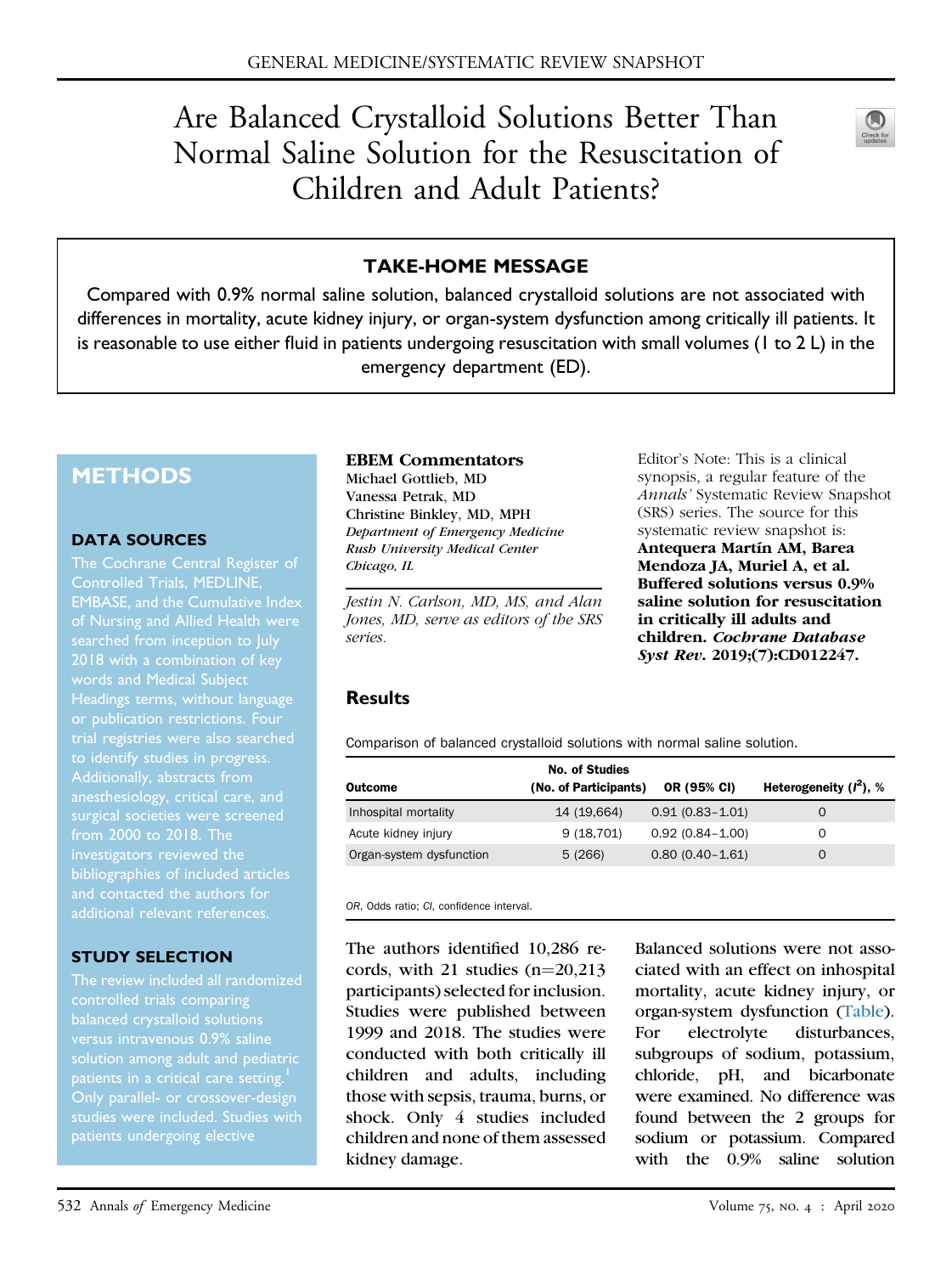# Are Balanced Crystalloid Solutions Better Than Normal Saline Solution for the Resuscitation of Children and Adult Patients?

## TAKE-HOME MESSAGE

Compared with 0.9% normal saline solution, balanced crystalloid solutions are not associated with differences in mortality, acute kidney injury, or organ-system dysfunction among critically ill patients. It is reasonable to use either fluid in patients undergoing resuscitation with small volumes (1 to 2 L) in the emergency department (ED).

## METHODS

### DATA SOURCES

The Cochrane Central Register of Controlled Trials, MEDLINE, EMBASE, and the Cumulative Index of Nursing and Allied Health were searched from inception to July 2018 with a combination of key words and Medical Subject Headings terms, without language or publication restrictions. Four trial registries were also searched to identify studies in progress. Additionally, abstracts from anesthesiology, critical care, and surgical societies were screened from 2000 to 2018. The investigators reviewed the bibliographies of included articles and contacted the authors for additional relevant references.

### STUDY SELECTION

The review included all randomized controlled trials comparing balanced crystalloid solutions versus intravenous 0.9% saline solution among adult and pediatric patients in a critical care setting.[1] Only parallel- or crossover-design studies were included. Studies with patients undergoing elective

**EBEM Commentators**
Michael Gottlieb, MD
Vanessa Petrak, MD
Christine Binkley, MD, MPH
*Department of Emergency Medicine*
*Rush University Medical Center*
*Chicago, IL*

*Jestin N. Carlson, MD, MS, and Alan Jones, MD, serve as editors of the SRS series.*

Editor's Note: This is a clinical synopsis, a regular feature of the *Annals'* Systematic Review Snapshot (SRS) series. The source for this systematic review snapshot is: **Antequera Martín AM, Barea Mendoza JA, Muriel A, et al. Buffered solutions versus 0.9% saline solution for resuscitation in critically ill adults and children. *Cochrane Database Syst Rev*. 2019;(7):CD012247.**

## Results

Comparison of balanced crystalloid solutions with normal saline solution.

| Outcome | No. of Studies (No. of Participants) | OR (95% CI) | Heterogeneity ($I^2$), % |
|---|---|---|---|
| Inhospital mortality | 14 (19,664) | 0.91 (0.83–1.01) | 0 |
| Acute kidney injury | 9 (18,701) | 0.92 (0.84–1.00) | 0 |
| Organ-system dysfunction | 5 (266) | 0.80 (0.40–1.61) | 0 |

*OR*, Odds ratio; *CI*, confidence interval.

The authors identified 10,286 records, with 21 studies (n=20,213 participants) selected for inclusion. Studies were published between 1999 and 2018. The studies were conducted with both critically ill children and adults, including those with sepsis, trauma, burns, or shock. Only 4 studies included children and none of them assessed kidney damage.

Balanced solutions were not associated with an effect on inhospital mortality, acute kidney injury, or organ-system dysfunction (Table). For electrolyte disturbances, subgroups of sodium, potassium, chloride, pH, and bicarbonate were examined. No difference was found between the 2 groups for sodium or potassium. Compared with the 0.9% saline solution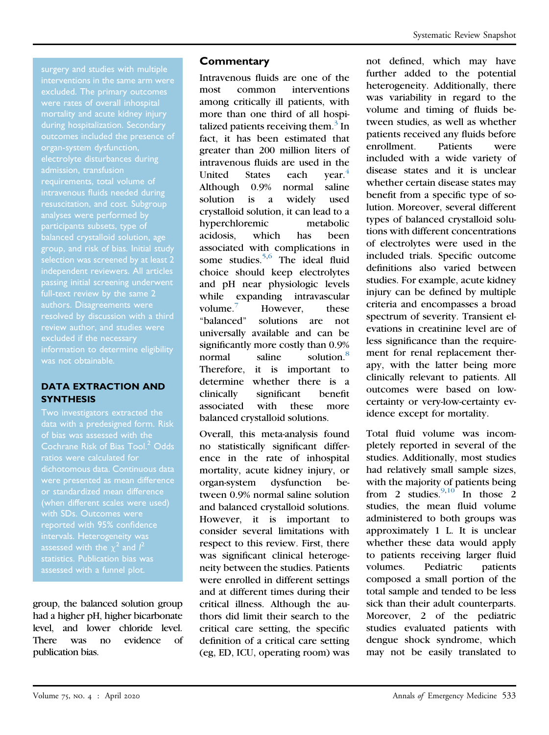surgery and studies with multiple interventions in the same arm were excluded. The primary outcomes were rates of overall inhospital mortality and acute kidney injury during hospitalization. Secondary outcomes included the presence of organ-system dysfunction, electrolyte disturbances during admission, transfusion requirements, total volume of intravenous fluids needed during resuscitation, and cost. Subgroup analyses were performed by participants subsets, type of balanced crystalloid solution, age group, and risk of bias. Initial study selection was screened by at least 2 independent reviewers. All articles passing initial screening underwent full-text review by the same 2 authors. Disagreements were resolved by discussion with a third review author, and studies were excluded if the necessary information to determine eligibility was not obtainable.

### DATA EXTRACTION AND SYNTHESIS

Two investigators extracted the data with a predesigned form. Risk of bias was assessed with the Cochrane Risk of Bias Tool.[2] Odds ratios were calculated for dichotomous data. Continuous data were presented as mean difference or standardized mean difference (when different scales were used) with SDs. Outcomes were reported with 95% confidence intervals. Heterogeneity was assessed with the $\chi^2$ and $I^2$ statistics. Publication bias was assessed with a funnel plot.

group, the balanced solution group had a higher pH, higher bicarbonate level, and lower chloride level. There was no evidence of publication bias.

## Commentary

Intravenous fluids are one of the most common interventions among critically ill patients, with more than one third of all hospitalized patients receiving them.[3] In fact, it has been estimated that greater than 200 million liters of intravenous fluids are used in the United States each year.[4] Although 0.9% normal saline solution is a widely used crystalloid solution, it can lead to a hyperchloremic metabolic acidosis, which has been associated with complications in some studies.[5,6] The ideal fluid choice should keep electrolytes and pH near physiologic levels while expanding intravascular volume.[7] However, these "balanced" solutions are not universally available and can be significantly more costly than 0.9% normal saline solution.[8] Therefore, it is important to determine whether there is a clinically significant benefit associated with these more balanced crystalloid solutions.

Overall, this meta-analysis found no statistically significant difference in the rate of inhospital mortality, acute kidney injury, or organ-system dysfunction between 0.9% normal saline solution and balanced crystalloid solutions. However, it is important to consider several limitations with respect to this review. First, there was significant clinical heterogeneity between the studies. Patients were enrolled in different settings and at different times during their critical illness. Although the authors did limit their search to the critical care setting, the specific definition of a critical care setting (eg, ED, ICU, operating room) was not defined, which may have further added to the potential heterogeneity. Additionally, there was variability in regard to the volume and timing of fluids between studies, as well as whether patients received any fluids before enrollment. Patients were included with a wide variety of disease states and it is unclear whether certain disease states may benefit from a specific type of solution. Moreover, several different types of balanced crystalloid solutions with different concentrations of electrolytes were used in the included trials. Specific outcome definitions also varied between studies. For example, acute kidney injury can be defined by multiple criteria and encompasses a broad spectrum of severity. Transient elevations in creatinine level are of less significance than the requirement for renal replacement therapy, with the latter being more clinically relevant to patients. All outcomes were based on low-certainty or very-low-certainty evidence except for mortality.

Total fluid volume was incompletely reported in several of the studies. Additionally, most studies had relatively small sample sizes, with the majority of patients being from 2 studies.[9,10] In those 2 studies, the mean fluid volume administered to both groups was approximately 1 L. It is unclear whether these data would apply to patients receiving larger fluid volumes. Pediatric patients composed a small portion of the total sample and tended to be less sick than their adult counterparts. Moreover, 2 of the pediatric studies evaluated patients with dengue shock syndrome, which may not be easily translated to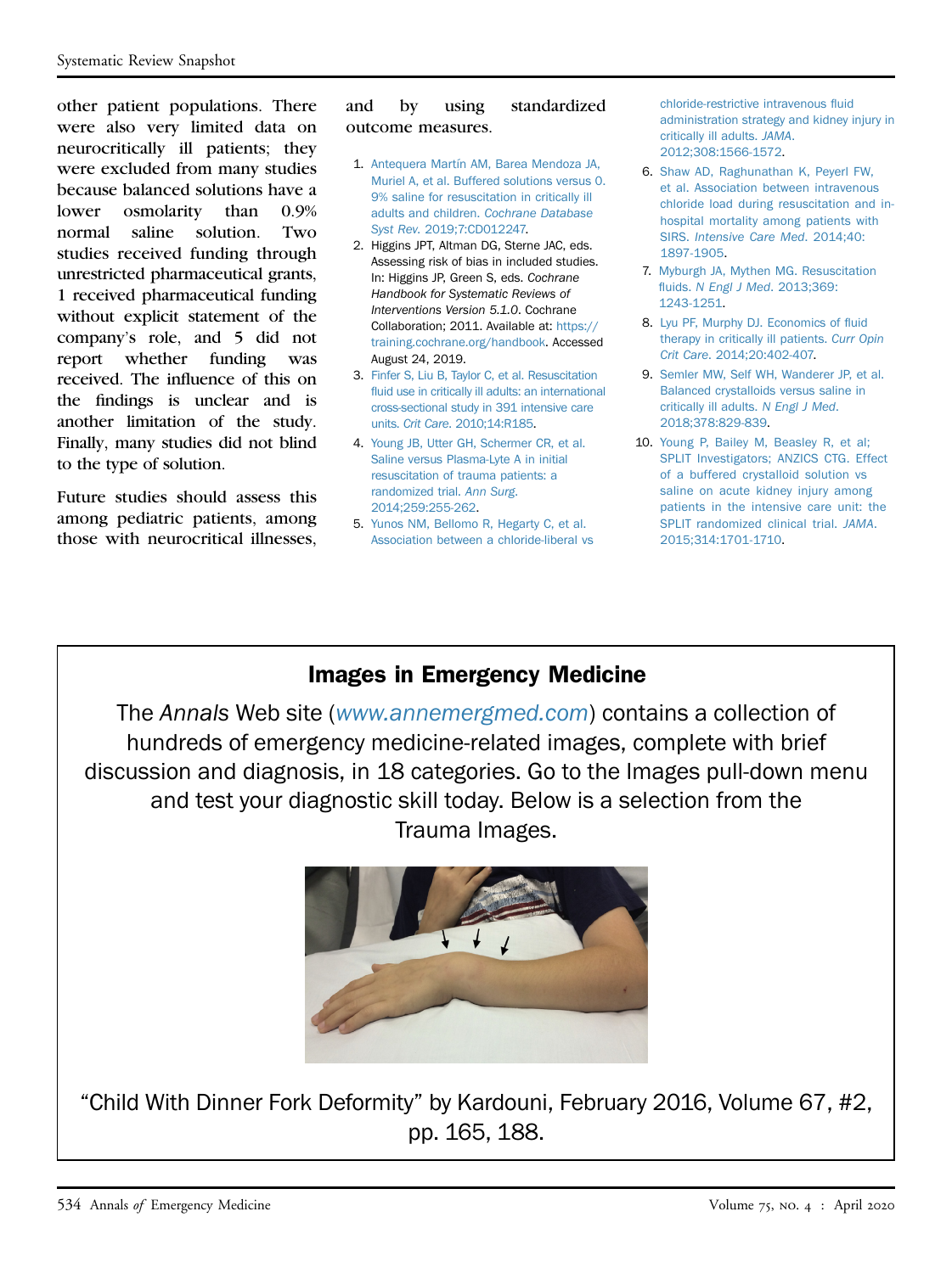other patient populations. There were also very limited data on neurocritically ill patients; they were excluded from many studies because balanced solutions have a lower osmolarity than 0.9% normal saline solution. Two studies received funding through unrestricted pharmaceutical grants, 1 received pharmaceutical funding without explicit statement of the company's role, and 5 did not report whether funding was received. The influence of this on the findings is unclear and is another limitation of the study. Finally, many studies did not blind to the type of solution.

Future studies should assess this among pediatric patients, among those with neurocritical illnesses, and by using standardized outcome measures.

1. Antequera Martín AM, Barea Mendoza JA, Muriel A, et al. Buffered solutions versus 0.9% saline for resuscitation in critically ill adults and children. *Cochrane Database Syst Rev*. 2019;7:CD012247.
2. Higgins JPT, Altman DG, Sterne JAC, eds. Assessing risk of bias in included studies. In: Higgins JP, Green S, eds. *Cochrane Handbook for Systematic Reviews of Interventions Version 5.1.0*. Cochrane Collaboration; 2011. Available at: https://training.cochrane.org/handbook. Accessed August 24, 2019.
3. Finfer S, Liu B, Taylor C, et al. Resuscitation fluid use in critically ill adults: an international cross-sectional study in 391 intensive care units. *Crit Care*. 2010;14:R185.
4. Young JB, Utter GH, Schermer CR, et al. Saline versus Plasma-Lyte A in initial resuscitation of trauma patients: a randomized trial. *Ann Surg*. 2014;259:255-262.
5. Yunos NM, Bellomo R, Hegarty C, et al. Association between a chloride-liberal vs chloride-restrictive intravenous fluid administration strategy and kidney injury in critically ill adults. *JAMA*. 2012;308:1566-1572.
6. Shaw AD, Raghunathan K, Peyerl FW, et al. Association between intravenous chloride load during resuscitation and in-hospital mortality among patients with SIRS. *Intensive Care Med*. 2014;40:1897-1905.
7. Myburgh JA, Mythen MG. Resuscitation fluids. *N Engl J Med*. 2013;369:1243-1251.
8. Lyu PF, Murphy DJ. Economics of fluid therapy in critically ill patients. *Curr Opin Crit Care*. 2014;20:402-407.
9. Semler MW, Self WH, Wanderer JP, et al. Balanced crystalloids versus saline in critically ill adults. *N Engl J Med*. 2018;378:829-839.
10. Young P, Bailey M, Beasley R, et al; SPLIT Investigators; ANZICS CTG. Effect of a buffered crystalloid solution vs saline on acute kidney injury among patients in the intensive care unit: the SPLIT randomized clinical trial. *JAMA*. 2015;314:1701-1710.

## Images in Emergency Medicine

The *Annals* Web site (*www.annemergmed.com*) contains a collection of hundreds of emergency medicine-related images, complete with brief discussion and diagnosis, in 18 categories. Go to the Images pull-down menu and test your diagnostic skill today. Below is a selection from the Trauma Images.

"Child With Dinner Fork Deformity" by Kardouni, February 2016, Volume 67, #2, pp. 165, 188.